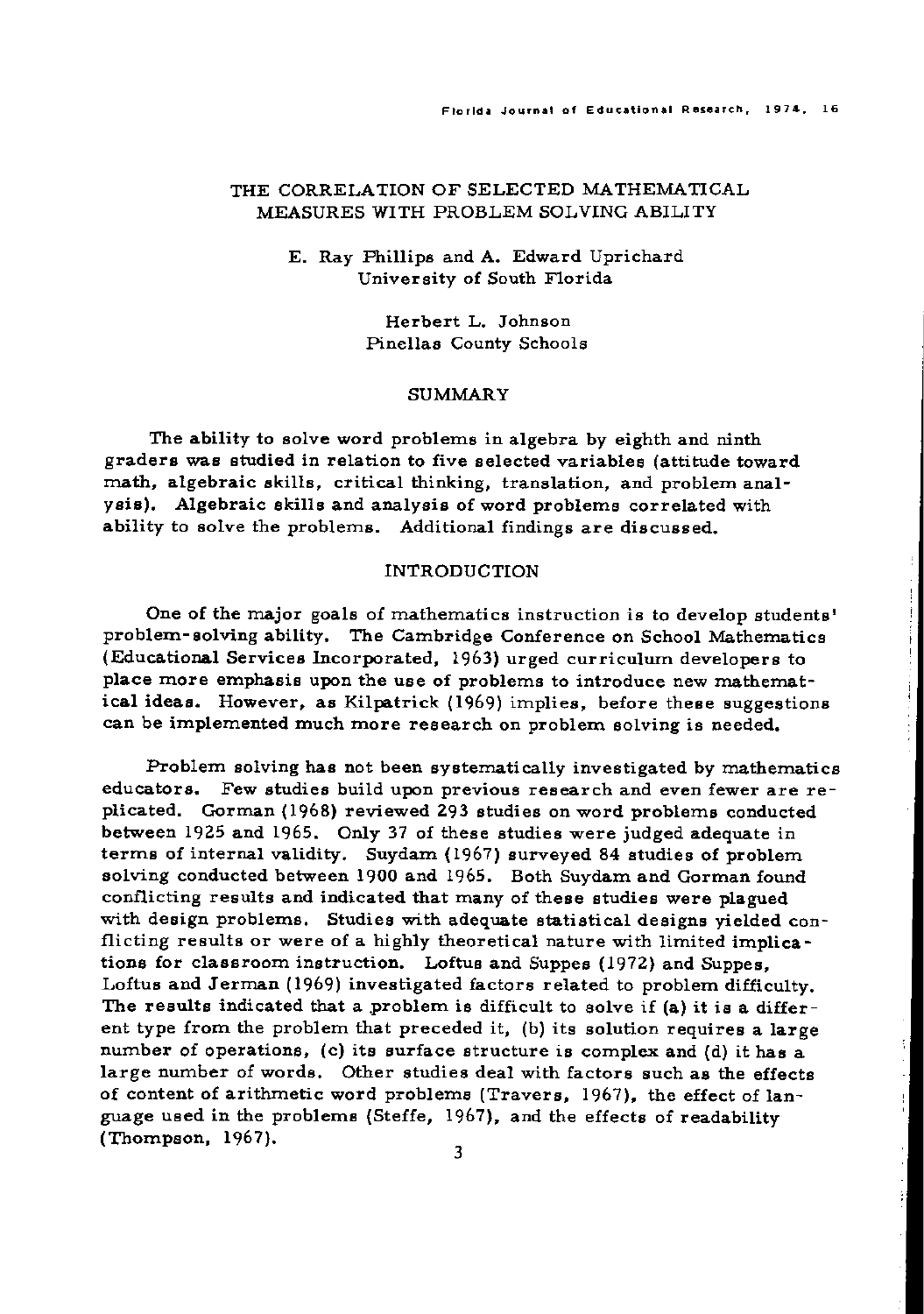# THE CORRELATION OF SELECTED MATHEMATICAL MEASURES WITH PROBLEM SOLVING ABILITY

E. Ray Phillips and A. Edward Uprichard
University of South Florida

Herbert L. Johnson
Pinellas County Schools

## SUMMARY

The ability to solve word problems in algebra by eighth and ninth graders was studied in relation to five selected variables (attitude toward math, algebraic skills, critical thinking, translation, and problem analysis). Algebraic skills and analysis of word problems correlated with ability to solve the problems. Additional findings are discussed.

## INTRODUCTION

One of the major goals of mathematics instruction is to develop students' problem-solving ability. The Cambridge Conference on School Mathematics (Educational Services Incorporated, 1963) urged curriculum developers to place more emphasis upon the use of problems to introduce new mathematical ideas. However, as Kilpatrick (1969) implies, before these suggestions can be implemented much more research on problem solving is needed.

Problem solving has not been systematically investigated by mathematics educators. Few studies build upon previous research and even fewer are replicated. Gorman (1968) reviewed 293 studies on word problems conducted between 1925 and 1965. Only 37 of these studies were judged adequate in terms of internal validity. Suydam (1967) surveyed 84 studies of problem solving conducted between 1900 and 1965. Both Suydam and Gorman found conflicting results and indicated that many of these studies were plagued with design problems. Studies with adequate statistical designs yielded conflicting results or were of a highly theoretical nature with limited implications for classroom instruction. Loftus and Suppes (1972) and Suppes, Loftus and Jerman (1969) investigated factors related to problem difficulty. The results indicated that a problem is difficult to solve if (a) it is a different type from the problem that preceded it, (b) its solution requires a large number of operations, (c) its surface structure is complex and (d) it has a large number of words. Other studies deal with factors such as the effects of content of arithmetic word problems (Travers, 1967), the effect of language used in the problems (Steffe, 1967), and the effects of readability (Thompson, 1967).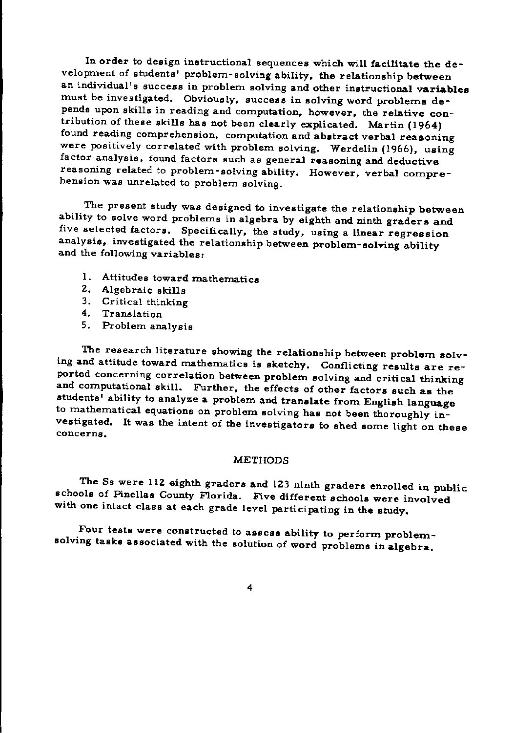In order to design instructional sequences which will facilitate the development of students' problem-solving ability, the relationship between an individual's success in problem solving and other instructional variables must be investigated. Obviously, success in solving word problems depends upon skills in reading and computation, however, the relative contribution of these skills has not been clearly explicated. Martin (1964) found reading comprehension, computation and abstract verbal reasoning were positively correlated with problem solving. Werdelin (1966), using factor analysis, found factors such as general reasoning and deductive reasoning related to problem-solving ability. However, verbal comprehension was unrelated to problem solving.

The present study was designed to investigate the relationship between ability to solve word problems in algebra by eighth and ninth graders and five selected factors. Specifically, the study, using a linear regression analysis, investigated the relationship between problem-solving ability and the following variables:

1. Attitudes toward mathematics
2. Algebraic skills
3. Critical thinking
4. Translation
5. Problem analysis

The research literature showing the relationship between problem solving and attitude toward mathematics is sketchy. Conflicting results are reported concerning correlation between problem solving and critical thinking and computational skill. Further, the effects of other factors such as the students' ability to analyze a problem and translate from English language to mathematical equations on problem solving has not been thoroughly investigated. It was the intent of the investigators to shed some light on these concerns.

## METHODS

The Ss were 112 eighth graders and 123 ninth graders enrolled in public schools of Pinellas County Florida. Five different schools were involved with one intact class at each grade level participating in the study.

Four tests were constructed to assess ability to perform problem-solving tasks associated with the solution of word problems in algebra.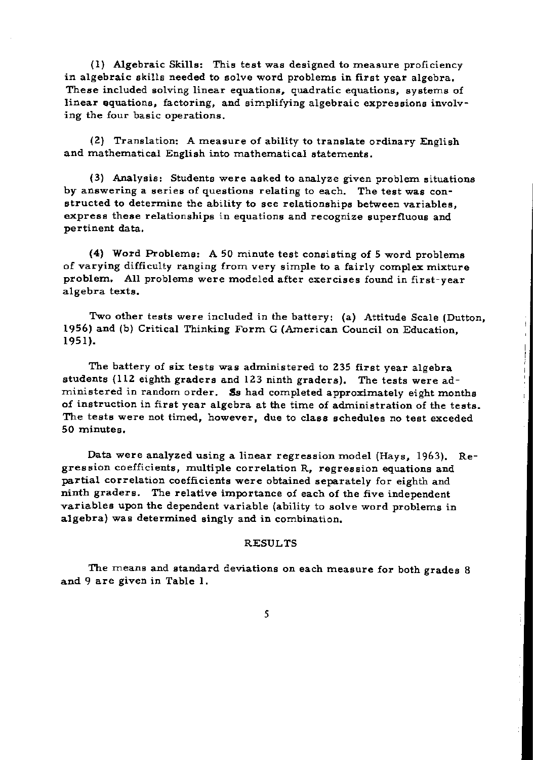(1) Algebraic Skills: This test was designed to measure proficiency in algebraic skills needed to solve word problems in first year algebra. These included solving linear equations, quadratic equations, systems of linear equations, factoring, and simplifying algebraic expressions involving the four basic operations.

(2) Translation: A measure of ability to translate ordinary English and mathematical English into mathematical statements.

(3) Analysis: Students were asked to analyze given problem situations by answering a series of questions relating to each. The test was constructed to determine the ability to see relationships between variables, express these relationships in equations and recognize superfluous and pertinent data.

(4) Word Problems: A 50 minute test consisting of 5 word problems of varying difficulty ranging from very simple to a fairly complex mixture problem. All problems were modeled after exercises found in first-year algebra texts.

Two other tests were included in the battery: (a) Attitude Scale (Dutton, 1956) and (b) Critical Thinking Form G (American Council on Education, 1951).

The battery of six tests was administered to 235 first year algebra students (112 eighth graders and 123 ninth graders). The tests were administered in random order. Ss had completed approximately eight months of instruction in first year algebra at the time of administration of the tests. The tests were not timed, however, due to class schedules no test exceded 50 minutes.

Data were analyzed using a linear regression model (Hays, 1963). Regression coefficients, multiple correlation R, regression equations and partial correlation coefficients were obtained separately for eighth and ninth graders. The relative importance of each of the five independent variables upon the dependent variable (ability to solve word problems in algebra) was determined singly and in combination.

## RESULTS

The means and standard deviations on each measure for both grades 8 and 9 are given in Table 1.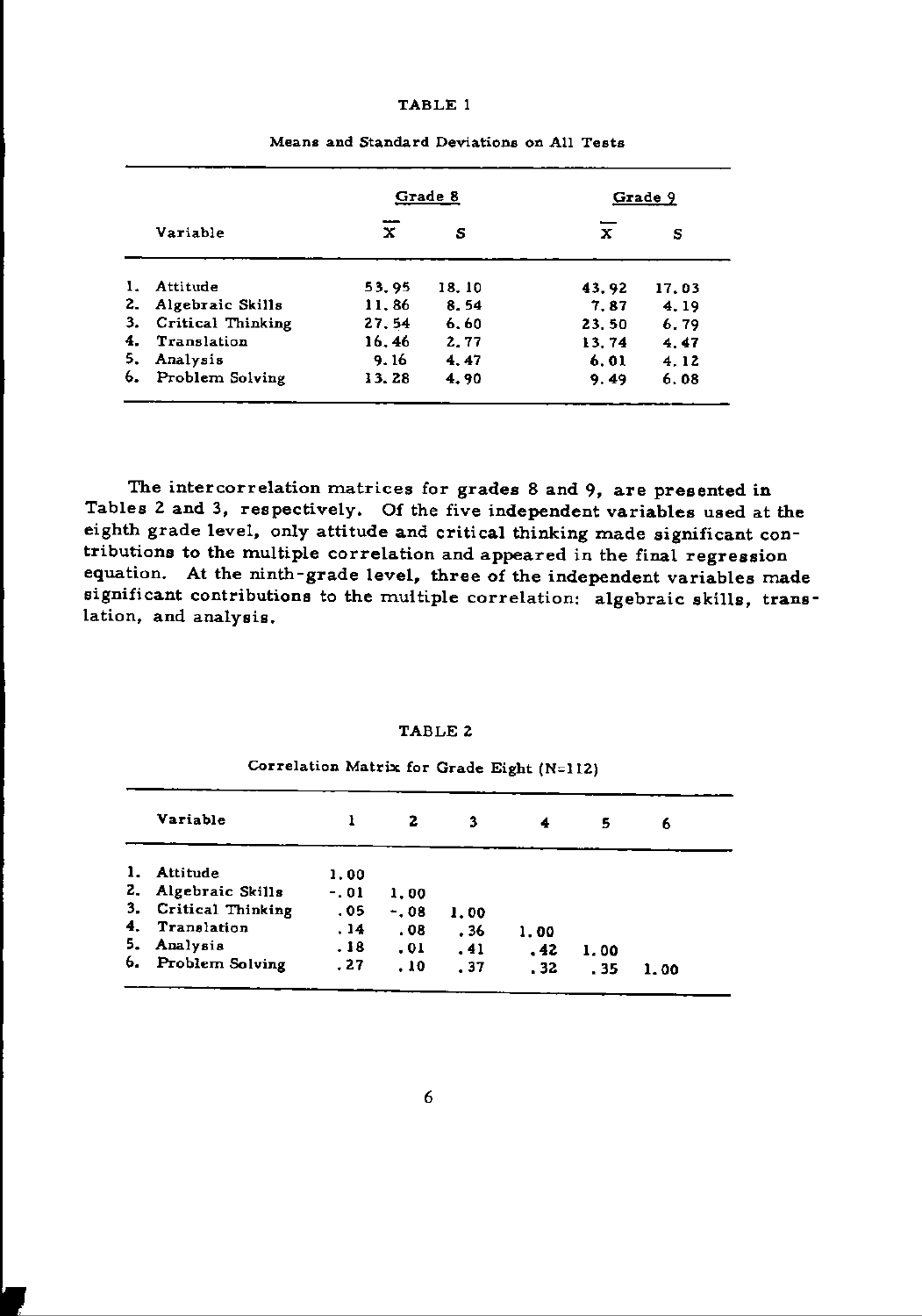TABLE 1

Means and Standard Deviations on All Tests

| Variable | Grade 8 | | Grade 9 | |
|---|---|---|---|---|
| | $\overline{X}$ | S | $\overline{X}$ | S |
| 1. Attitude | 53.95 | 18.10 | 43.92 | 17.03 |
| 2. Algebraic Skills | 11.86 | 8.54 | 7.87 | 4.19 |
| 3. Critical Thinking | 27.54 | 6.60 | 23.50 | 6.79 |
| 4. Translation | 16.46 | 2.77 | 13.74 | 4.47 |
| 5. Analysis | 9.16 | 4.47 | 6.01 | 4.12 |
| 6. Problem Solving | 13.28 | 4.90 | 9.49 | 6.08 |

The intercorrelation matrices for grades 8 and 9, are presented in Tables 2 and 3, respectively. Of the five independent variables used at the eighth grade level, only attitude and critical thinking made significant contributions to the multiple correlation and appeared in the final regression equation. At the ninth-grade level, three of the independent variables made significant contributions to the multiple correlation: algebraic skills, translation, and analysis.

TABLE 2

Correlation Matrix for Grade Eight (N=112)

| Variable | 1 | 2 | 3 | 4 | 5 | 6 |
|---|---|---|---|---|---|---|
| 1. Attitude | 1.00 | | | | | |
| 2. Algebraic Skills | -.01 | 1.00 | | | | |
| 3. Critical Thinking | .05 | -.08 | 1.00 | | | |
| 4. Translation | .14 | .08 | .36 | 1.00 | | |
| 5. Analysis | .18 | .01 | .41 | .42 | 1.00 | |
| 6. Problem Solving | .27 | .10 | .37 | .32 | .35 | 1.00 |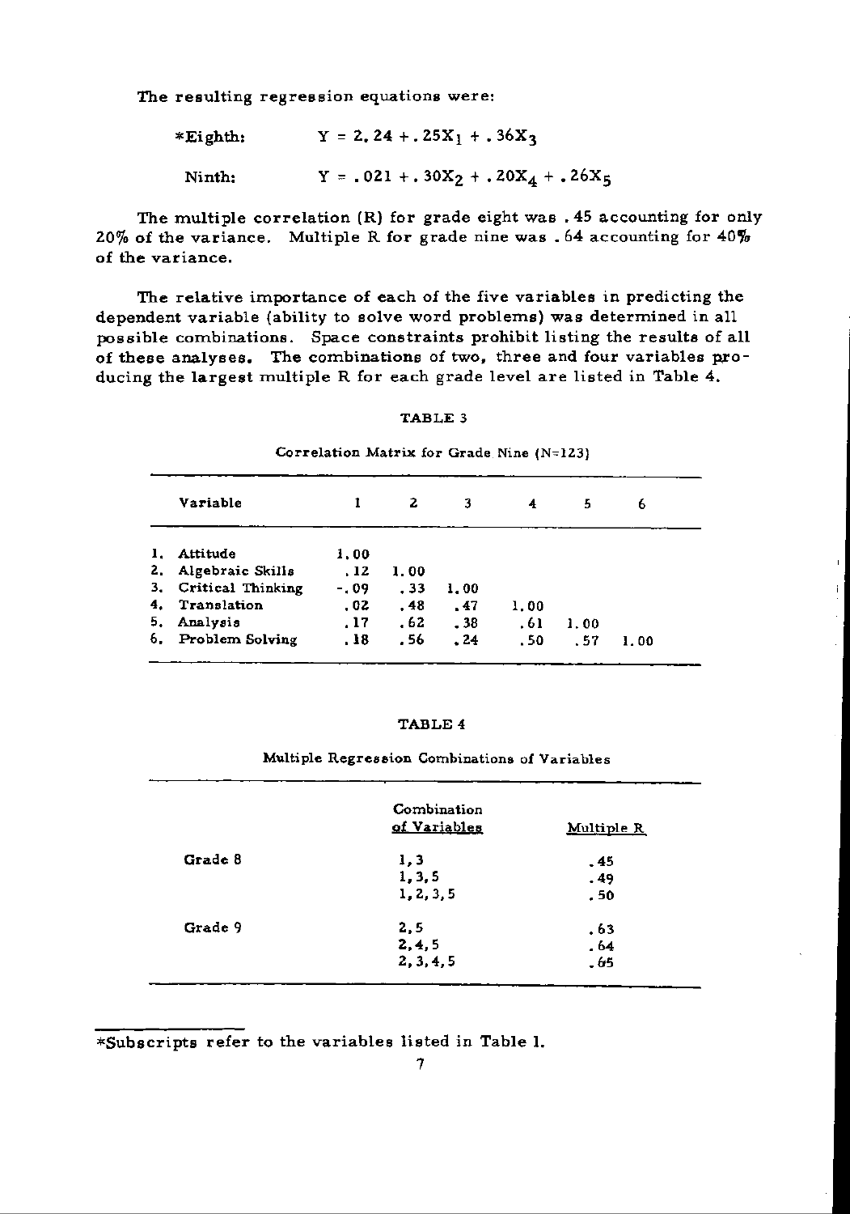The resulting regression equations were:

*Eighth: $Y = 2.24 + .25X_1 + .36X_3$

Ninth: $Y = .021 + .30X_2 + .20X_4 + .26X_5$

The multiple correlation (R) for grade eight was .45 accounting for only 20% of the variance. Multiple R for grade nine was .64 accounting for 40% of the variance.

The relative importance of each of the five variables in predicting the dependent variable (ability to solve word problems) was determined in all possible combinations. Space constraints prohibit listing the results of all of these analyses. The combinations of two, three and four variables producing the largest multiple R for each grade level are listed in Table 4.

TABLE 3

Correlation Matrix for Grade Nine (N=123)

| Variable | 1 | 2 | 3 | 4 | 5 | 6 |
|---|---|---|---|---|---|---|
| 1. Attitude | 1.00 | | | | | |
| 2. Algebraic Skills | .12 | 1.00 | | | | |
| 3. Critical Thinking | -.09 | .33 | 1.00 | | | |
| 4. Translation | .02 | .48 | .47 | 1.00 | | |
| 5. Analysis | .17 | .62 | .38 | .61 | 1.00 | |
| 6. Problem Solving | .18 | .56 | .24 | .50 | .57 | 1.00 |

TABLE 4

Multiple Regression Combinations of Variables

| | Combination of Variables | Multiple R |
|---|---|---|
| Grade 8 | 1, 3 | .45 |
| | 1, 3, 5 | .49 |
| | 1, 2, 3, 5 | .50 |
| Grade 9 | 2, 5 | .63 |
| | 2, 4, 5 | .64 |
| | 2, 3, 4, 5 | .65 |

*Subscripts refer to the variables listed in Table 1.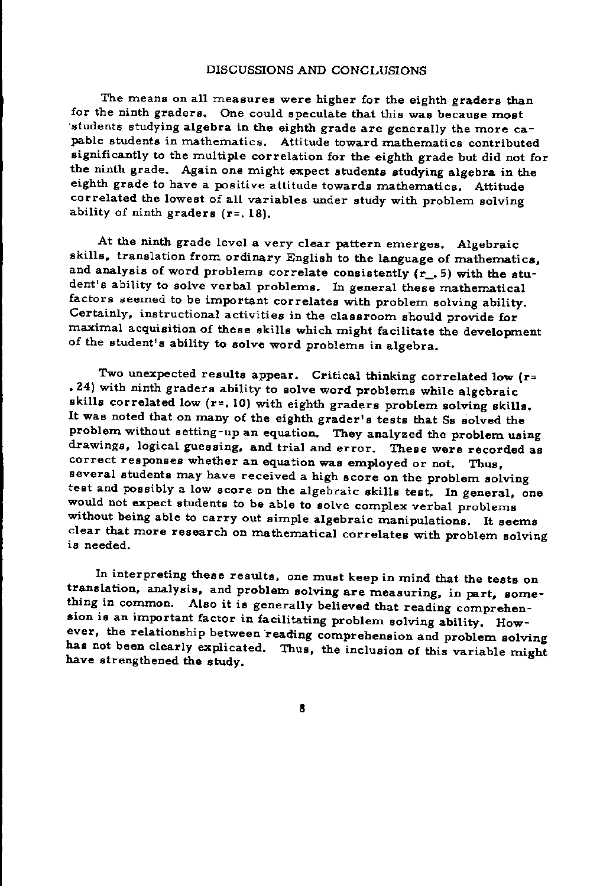## DISCUSSIONS AND CONCLUSIONS

The means on all measures were higher for the eighth graders than for the ninth graders. One could speculate that this was because most students studying algebra in the eighth grade are generally the more capable students in mathematics. Attitude toward mathematics contributed significantly to the multiple correlation for the eighth grade but did not for the ninth grade. Again one might expect students studying algebra in the eighth grade to have a positive attitude towards mathematics. Attitude correlated the lowest of all variables under study with problem solving ability of ninth graders (r=.18).

At the ninth grade level a very clear pattern emerges. Algebraic skills, translation from ordinary English to the language of mathematics, and analysis of word problems correlate consistently (r_.5) with the student's ability to solve verbal problems. In general these mathematical factors seemed to be important correlates with problem solving ability. Certainly, instructional activities in the classroom should provide for maximal acquisition of these skills which might facilitate the development of the student's ability to solve word problems in algebra.

Two unexpected results appear. Critical thinking correlated low (r= .24) with ninth graders ability to solve word problems while algebraic skills correlated low (r=.10) with eighth graders problem solving skills. It was noted that on many of the eighth grader's tests that Ss solved the problem without setting-up an equation. They analyzed the problem using drawings, logical guessing, and trial and error. These were recorded as correct responses whether an equation was employed or not. Thus, several students may have received a high score on the problem solving test and possibly a low score on the algebraic skills test. In general, one would not expect students to be able to solve complex verbal problems without being able to carry out simple algebraic manipulations. It seems clear that more research on mathematical correlates with problem solving is needed.

In interpreting these results, one must keep in mind that the tests on translation, analysis, and problem solving are measuring, in part, something in common. Also it is generally believed that reading comprehension is an important factor in facilitating problem solving ability. However, the relationship between reading comprehension and problem solving has not been clearly explicated. Thus, the inclusion of this variable might have strengthened the study.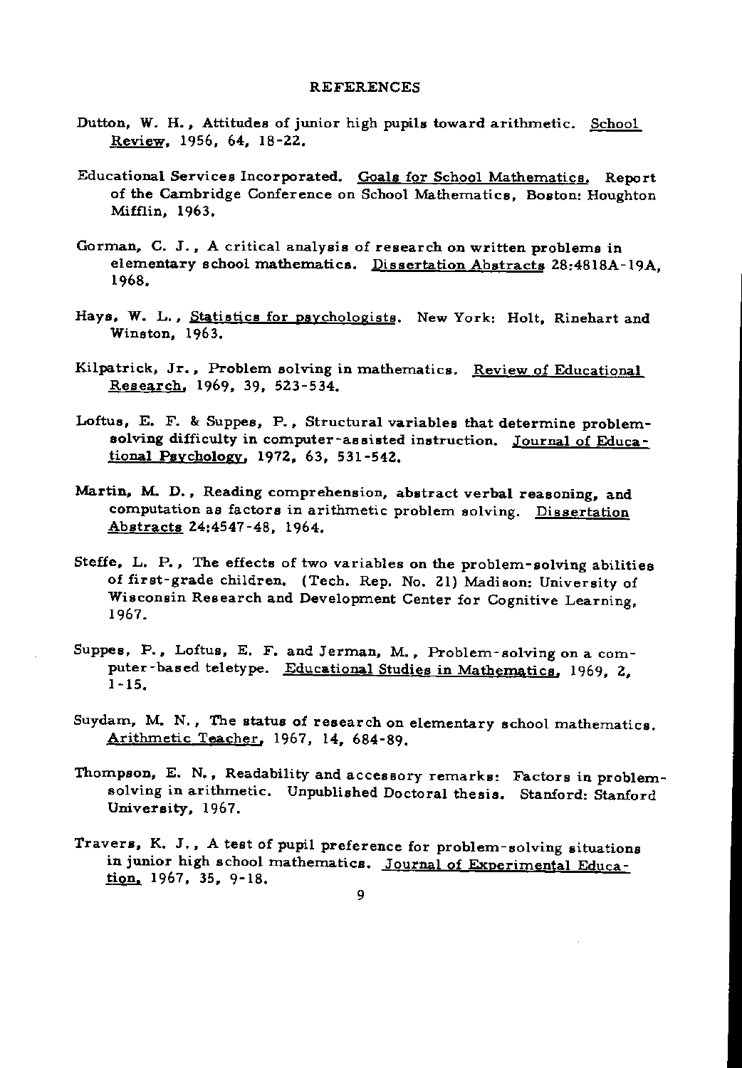# REFERENCES

Dutton, W. H., Attitudes of junior high pupils toward arithmetic. School Review, 1956, 64, 18-22.

Educational Services Incorporated. Goals for School Mathematics. Report of the Cambridge Conference on School Mathematics, Boston: Houghton Mifflin, 1963.

Gorman, C. J., A critical analysis of research on written problems in elementary school mathematics. Dissertation Abstracts 28:4818A-19A, 1968.

Hays, W. L., Statistics for psychologists. New York: Holt, Rinehart and Winston, 1963.

Kilpatrick, Jr., Problem solving in mathematics. Review of Educational Research, 1969, 39, 523-534.

Loftus, E. F. & Suppes, P., Structural variables that determine problem-solving difficulty in computer-assisted instruction. Journal of Educational Psychology, 1972, 63, 531-542.

Martin, M. D., Reading comprehension, abstract verbal reasoning, and computation as factors in arithmetic problem solving. Dissertation Abstracts 24:4547-48, 1964.

Steffe, L. P., The effects of two variables on the problem-solving abilities of first-grade children. (Tech. Rep. No. 21) Madison: University of Wisconsin Research and Development Center for Cognitive Learning, 1967.

Suppes, P., Loftus, E. F. and Jerman, M., Problem-solving on a computer-based teletype. Educational Studies in Mathematics, 1969, 2, 1-15.

Suydam, M. N., The status of research on elementary school mathematics. Arithmetic Teacher, 1967, 14, 684-89.

Thompson, E. N., Readability and accessory remarks: Factors in problem-solving in arithmetic. Unpublished Doctoral thesis. Stanford: Stanford University, 1967.

Travers, K. J., A test of pupil preference for problem-solving situations in junior high school mathematics. Journal of Experimental Education, 1967, 35, 9-18.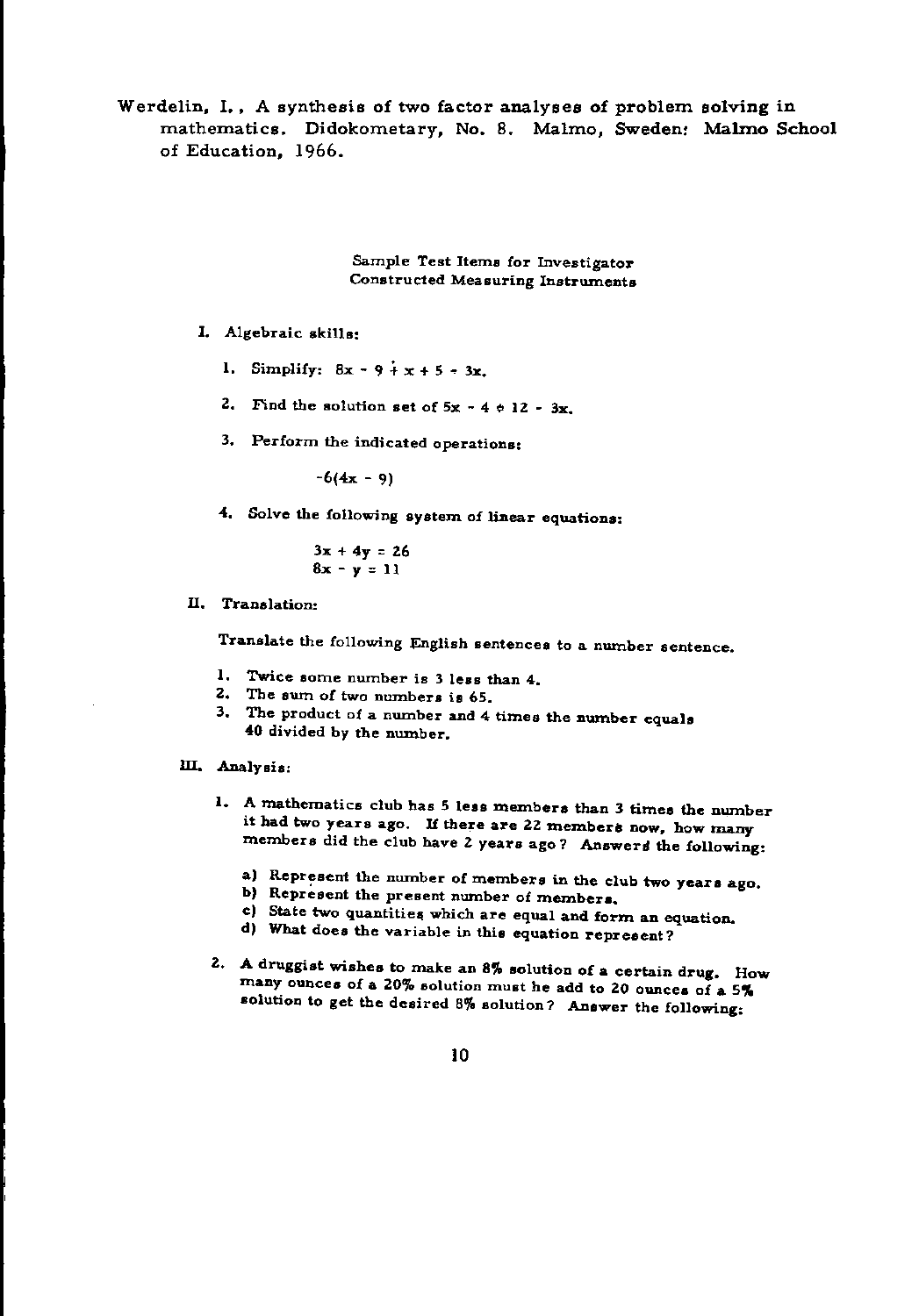Werdelin, I., A synthesis of two factor analyses of problem solving in mathematics. Didokometary, No. 8. Malmo, Sweden: Malmo School of Education, 1966.

## Sample Test Items for Investigator Constructed Measuring Instruments

### I. Algebraic skills:

1. Simplify: $8x - 9 + x + 5 - 3x$.

2. Find the solution set of $5x - 4 = 12 - 3x$.

3. Perform the indicated operations:

   $$-6(4x - 9)$$

4. Solve the following system of linear equations:

   $$3x + 4y = 26$$
   $$8x - y = 11$$

### II. Translation:

Translate the following English sentences to a number sentence.

1. Twice some number is 3 less than 4.
2. The sum of two numbers is 65.
3. The product of a number and 4 times the number equals 40 divided by the number.

### III. Analysis:

1. A mathematics club has 5 less members than 3 times the number it had two years ago. If there are 22 members now, how many members did the club have 2 years ago? Answers the following:

   a) Represent the number of members in the club two years ago.
   b) Represent the present number of members.
   c) State two quantities which are equal and form an equation.
   d) What does the variable in this equation represent?

2. A druggist wishes to make an 8% solution of a certain drug. How many ounces of a 20% solution must he add to 20 ounces of a 5% solution to get the desired 8% solution? Answer the following: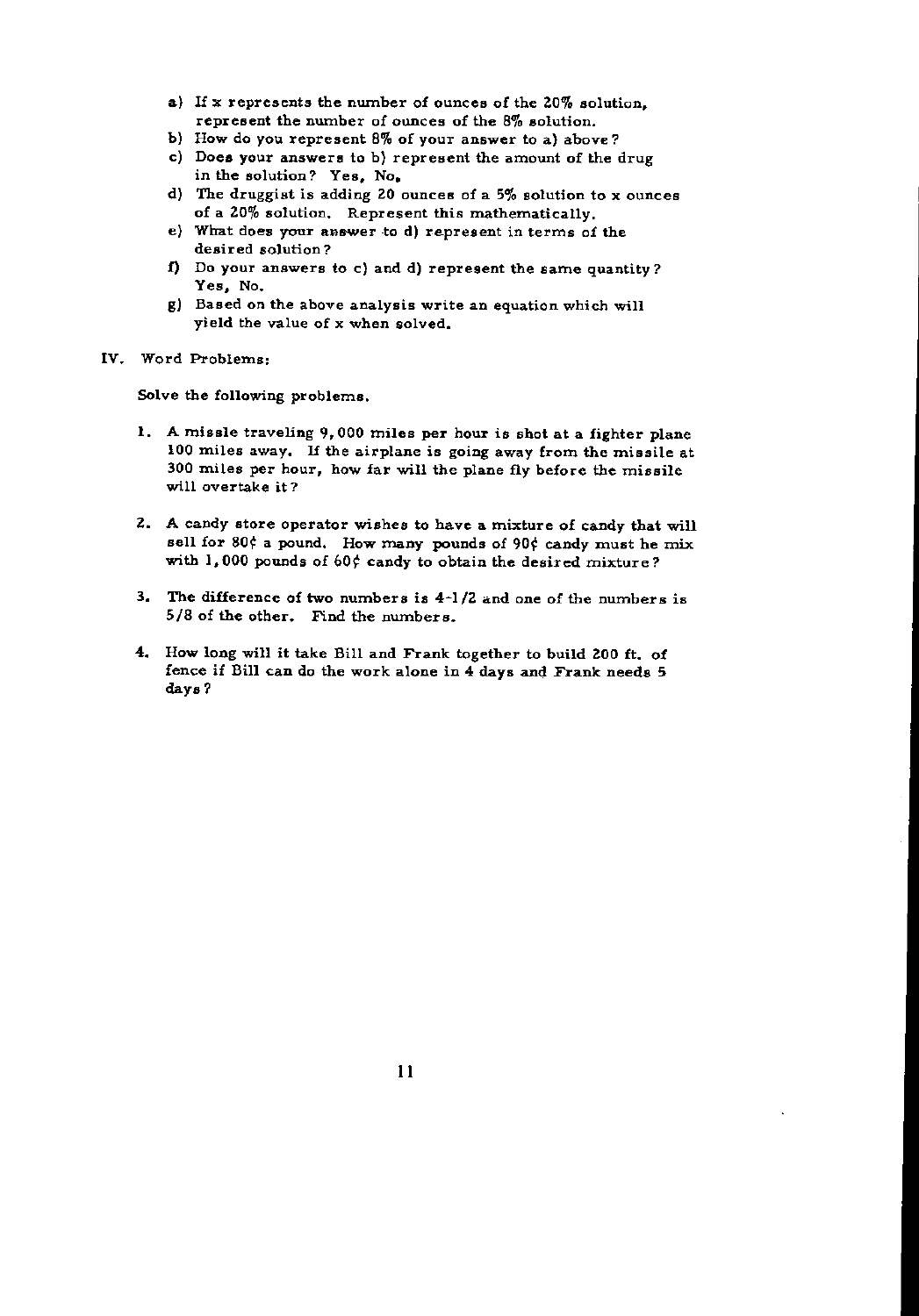a) If x represents the number of ounces of the 20% solution, represent the number of ounces of the 8% solution.
b) How do you represent 8% of your answer to a) above?
c) Does your answers to b) represent the amount of the drug in the solution? Yes, No.
d) The druggist is adding 20 ounces of a 5% solution to x ounces of a 20% solution. Represent this mathematically.
e) What does your answer to d) represent in terms of the desired solution?
f) Do your answers to c) and d) represent the same quantity? Yes, No.
g) Based on the above analysis write an equation which will yield the value of x when solved.

IV. Word Problems:

Solve the following problems.

1. A missle traveling 9,000 miles per hour is shot at a fighter plane 100 miles away. If the airplane is going away from the missile at 300 miles per hour, how far will the plane fly before the missile will overtake it?

2. A candy store operator wishes to have a mixture of candy that will sell for 80¢ a pound. How many pounds of 90¢ candy must he mix with 1,000 pounds of 60¢ candy to obtain the desired mixture?

3. The difference of two numbers is 4-1/2 and one of the numbers is 5/8 of the other. Find the numbers.

4. How long will it take Bill and Frank together to build 200 ft. of fence if Bill can do the work alone in 4 days and Frank needs 5 days?